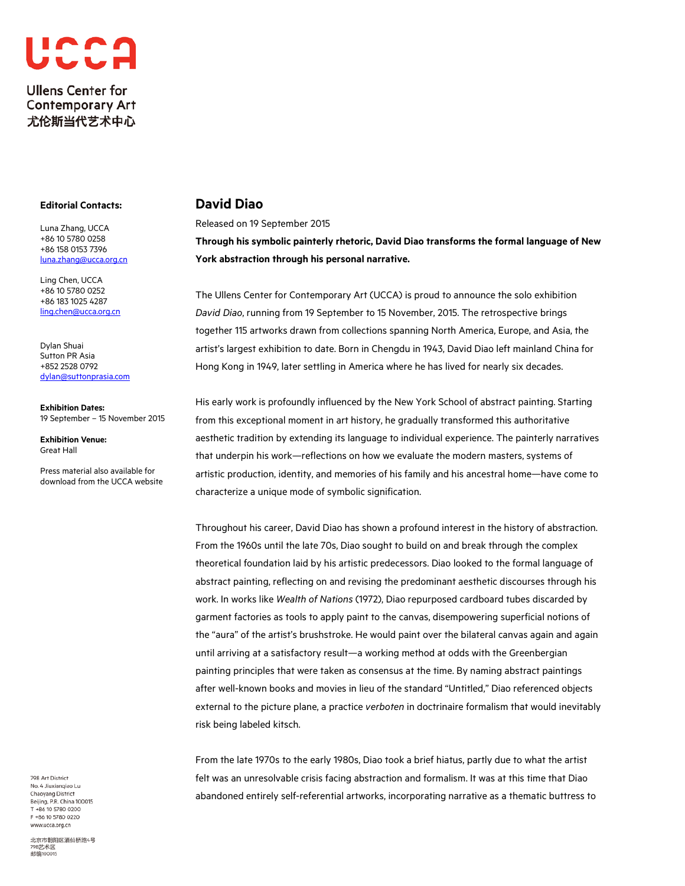UCCA

Ullens Center for Contemporary Art
尤伦斯当代艺术中心

**Editorial Contacts:**

Luna Zhang, UCCA
+86 10 5780 0258
+86 158 0153 7396
luna.zhang@ucca.org.cn

Ling Chen, UCCA
+86 10 5780 0252
+86 183 1025 4287
ling.chen@ucca.org.cn

Dylan Shuai
Sutton PR Asia
+852 2528 0792
dylan@suttonprasia.com

**Exhibition Dates:**
19 September – 15 November 2015

**Exhibition Venue:**
Great Hall

Press material also available for download from the UCCA website

# David Diao

Released on 19 September 2015

**Through his symbolic painterly rhetoric, David Diao transforms the formal language of New York abstraction through his personal narrative.**

The Ullens Center for Contemporary Art (UCCA) is proud to announce the solo exhibition *David Diao*, running from 19 September to 15 November, 2015. The retrospective brings together 115 artworks drawn from collections spanning North America, Europe, and Asia, the artist's largest exhibition to date. Born in Chengdu in 1943, David Diao left mainland China for Hong Kong in 1949, later settling in America where he has lived for nearly six decades.

His early work is profoundly influenced by the New York School of abstract painting. Starting from this exceptional moment in art history, he gradually transformed this authoritative aesthetic tradition by extending its language to individual experience. The painterly narratives that underpin his work—reflections on how we evaluate the modern masters, systems of artistic production, identity, and memories of his family and his ancestral home—have come to characterize a unique mode of symbolic signification.

Throughout his career, David Diao has shown a profound interest in the history of abstraction. From the 1960s until the late 70s, Diao sought to build on and break through the complex theoretical foundation laid by his artistic predecessors. Diao looked to the formal language of abstract painting, reflecting on and revising the predominant aesthetic discourses through his work. In works like *Wealth of Nations* (1972), Diao repurposed cardboard tubes discarded by garment factories as tools to apply paint to the canvas, disempowering superficial notions of the "aura" of the artist's brushstroke. He would paint over the bilateral canvas again and again until arriving at a satisfactory result—a working method at odds with the Greenbergian painting principles that were taken as consensus at the time. By naming abstract paintings after well-known books and movies in lieu of the standard "Untitled," Diao referenced objects external to the picture plane, a practice *verboten* in doctrinaire formalism that would inevitably risk being labeled kitsch.

From the late 1970s to the early 1980s, Diao took a brief hiatus, partly due to what the artist felt was an unresolvable crisis facing abstraction and formalism. It was at this time that Diao abandoned entirely self-referential artworks, incorporating narrative as a thematic buttress to

798 Art District
No. 4 Jiuxianqiao Lu
Chaoyang District
Beijing, P.R. China 100015
T +86 10 5780 0200
F +86 10 5780 0220
www.ucca.org.cn

北京市朝阳区酒仙桥路4号
798艺术区
邮编100015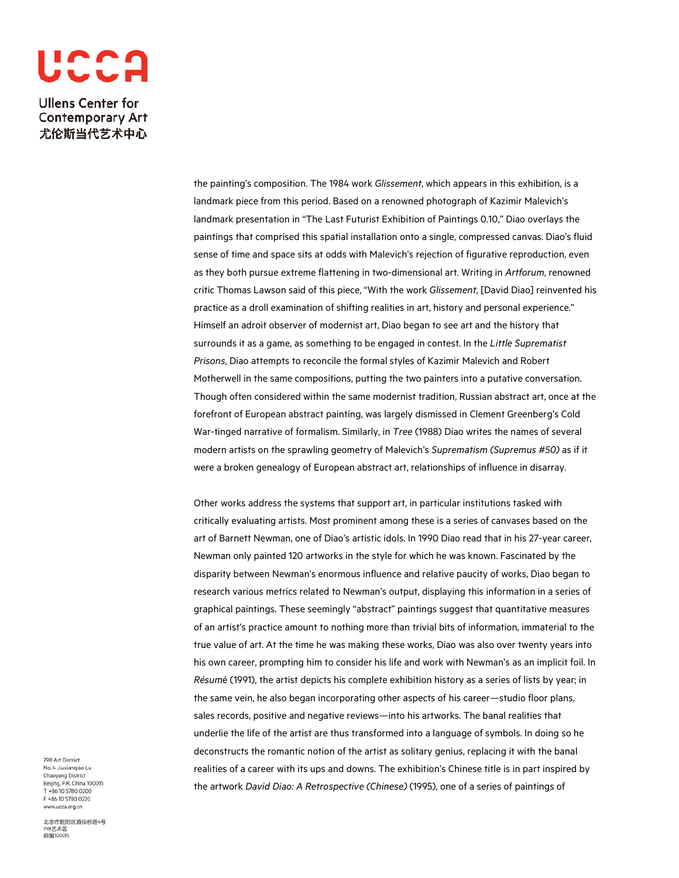the painting's composition. The 1984 work *Glissement*, which appears in this exhibition, is a landmark piece from this period. Based on a renowned photograph of Kazimir Malevich's landmark presentation in "The Last Futurist Exhibition of Paintings 0.10," Diao overlays the paintings that comprised this spatial installation onto a single, compressed canvas. Diao's fluid sense of time and space sits at odds with Malevich's rejection of figurative reproduction, even as they both pursue extreme flattening in two-dimensional art. Writing in *Artforum*, renowned critic Thomas Lawson said of this piece, "With the work *Glissement*, [David Diao] reinvented his practice as a droll examination of shifting realities in art, history and personal experience." Himself an adroit observer of modernist art, Diao began to see art and the history that surrounds it as a game, as something to be engaged in contest. In the *Little Suprematist Prisons*, Diao attempts to reconcile the formal styles of Kazimir Malevich and Robert Motherwell in the same compositions, putting the two painters into a putative conversation. Though often considered within the same modernist tradition, Russian abstract art, once at the forefront of European abstract painting, was largely dismissed in Clement Greenberg's Cold War-tinged narrative of formalism. Similarly, in *Tree* (1988) Diao writes the names of several modern artists on the sprawling geometry of Malevich's *Suprematism (Supremus #50)* as if it were a broken genealogy of European abstract art, relationships of influence in disarray.

Other works address the systems that support art, in particular institutions tasked with critically evaluating artists. Most prominent among these is a series of canvases based on the art of Barnett Newman, one of Diao's artistic idols. In 1990 Diao read that in his 27-year career, Newman only painted 120 artworks in the style for which he was known. Fascinated by the disparity between Newman's enormous influence and relative paucity of works, Diao began to research various metrics related to Newman's output, displaying this information in a series of graphical paintings. These seemingly "abstract" paintings suggest that quantitative measures of an artist's practice amount to nothing more than trivial bits of information, immaterial to the true value of art. At the time he was making these works, Diao was also over twenty years into his own career, prompting him to consider his life and work with Newman's as an implicit foil. In *Résumé* (1991), the artist depicts his complete exhibition history as a series of lists by year; in the same vein, he also began incorporating other aspects of his career—studio floor plans, sales records, positive and negative reviews—into his artworks. The banal realities that underlie the life of the artist are thus transformed into a language of symbols. In doing so he deconstructs the romantic notion of the artist as solitary genius, replacing it with the banal realities of a career with its ups and downs. The exhibition's Chinese title is in part inspired by the artwork *David Diao: A Retrospective (Chinese)* (1995), one of a series of paintings of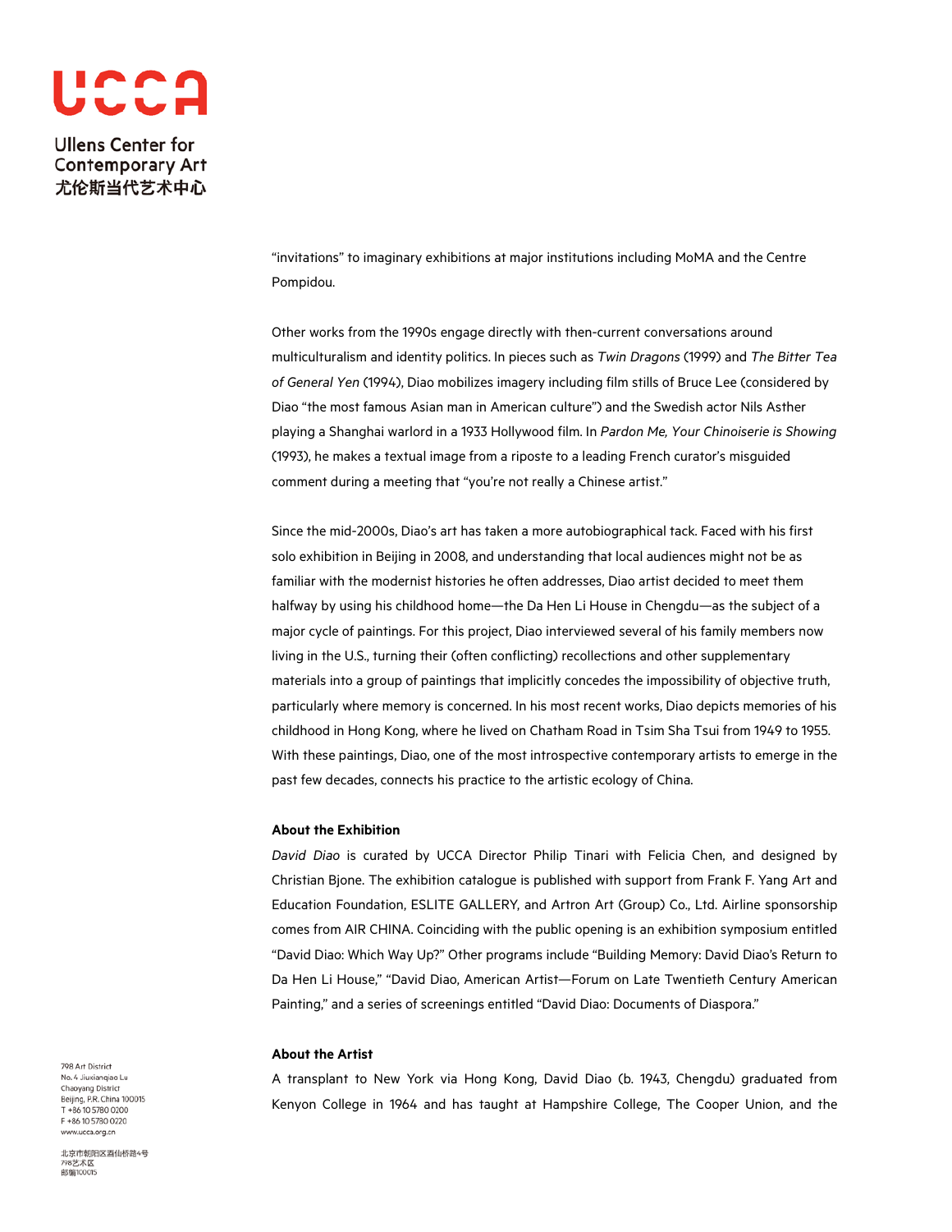"invitations" to imaginary exhibitions at major institutions including MoMA and the Centre Pompidou.

Other works from the 1990s engage directly with then-current conversations around multiculturalism and identity politics. In pieces such as *Twin Dragons* (1999) and *The Bitter Tea of General Yen* (1994), Diao mobilizes imagery including film stills of Bruce Lee (considered by Diao "the most famous Asian man in American culture") and the Swedish actor Nils Asther playing a Shanghai warlord in a 1933 Hollywood film. In *Pardon Me, Your Chinoiserie is Showing* (1993), he makes a textual image from a riposte to a leading French curator's misguided comment during a meeting that "you're not really a Chinese artist."

Since the mid-2000s, Diao's art has taken a more autobiographical tack. Faced with his first solo exhibition in Beijing in 2008, and understanding that local audiences might not be as familiar with the modernist histories he often addresses, Diao artist decided to meet them halfway by using his childhood home—the Da Hen Li House in Chengdu—as the subject of a major cycle of paintings. For this project, Diao interviewed several of his family members now living in the U.S., turning their (often conflicting) recollections and other supplementary materials into a group of paintings that implicitly concedes the impossibility of objective truth, particularly where memory is concerned. In his most recent works, Diao depicts memories of his childhood in Hong Kong, where he lived on Chatham Road in Tsim Sha Tsui from 1949 to 1955. With these paintings, Diao, one of the most introspective contemporary artists to emerge in the past few decades, connects his practice to the artistic ecology of China.

**About the Exhibition**

*David Diao* is curated by UCCA Director Philip Tinari with Felicia Chen, and designed by Christian Bjone. The exhibition catalogue is published with support from Frank F. Yang Art and Education Foundation, ESLITE GALLERY, and Artron Art (Group) Co., Ltd. Airline sponsorship comes from AIR CHINA. Coinciding with the public opening is an exhibition symposium entitled "David Diao: Which Way Up?" Other programs include "Building Memory: David Diao's Return to Da Hen Li House," "David Diao, American Artist—Forum on Late Twentieth Century American Painting," and a series of screenings entitled "David Diao: Documents of Diaspora."

**About the Artist**

A transplant to New York via Hong Kong, David Diao (b. 1943, Chengdu) graduated from Kenyon College in 1964 and has taught at Hampshire College, The Cooper Union, and the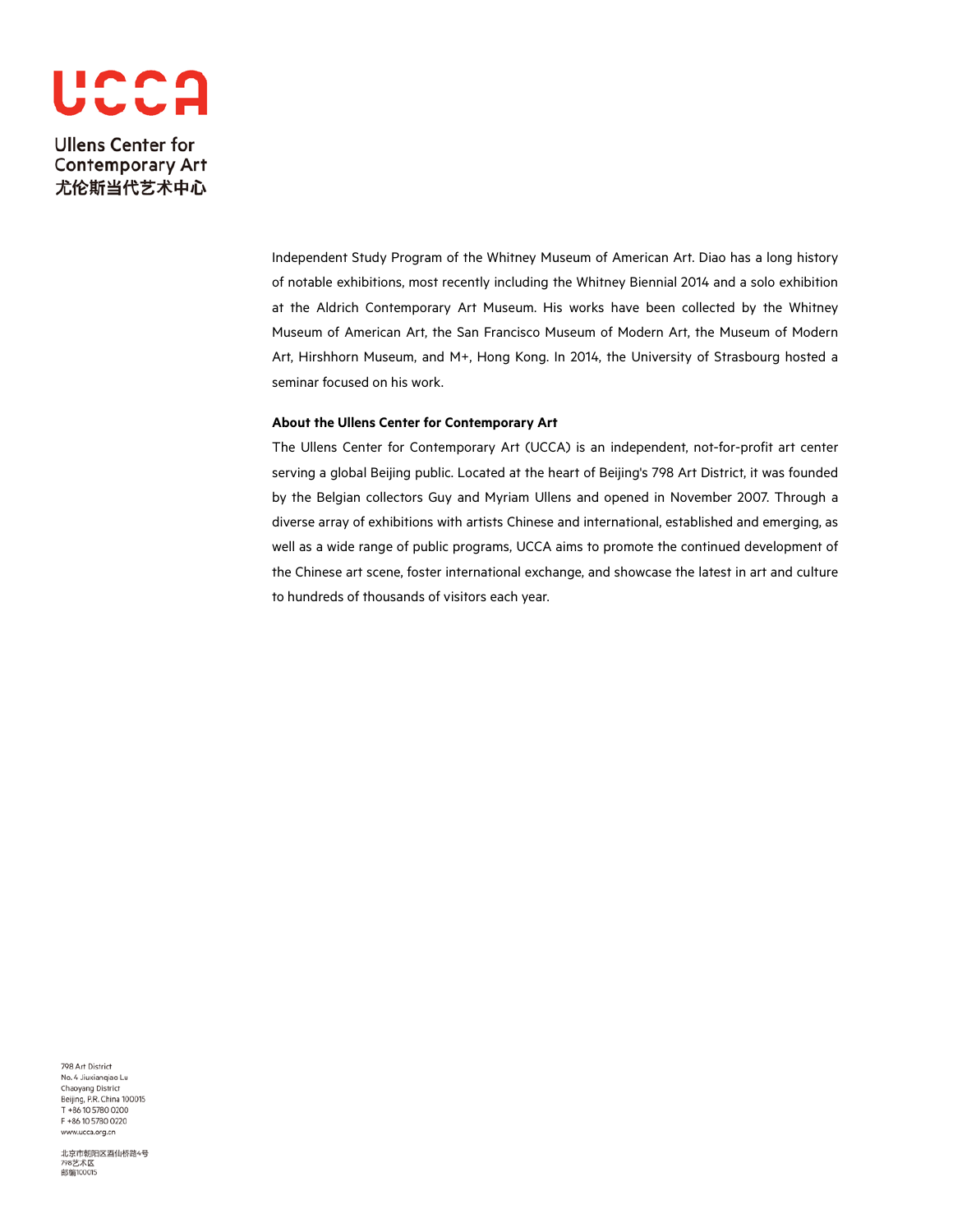Independent Study Program of the Whitney Museum of American Art. Diao has a long history of notable exhibitions, most recently including the Whitney Biennial 2014 and a solo exhibition at the Aldrich Contemporary Art Museum. His works have been collected by the Whitney Museum of American Art, the San Francisco Museum of Modern Art, the Museum of Modern Art, Hirshhorn Museum, and M+, Hong Kong. In 2014, the University of Strasbourg hosted a seminar focused on his work.

**About the Ullens Center for Contemporary Art**

The Ullens Center for Contemporary Art (UCCA) is an independent, not-for-profit art center serving a global Beijing public. Located at the heart of Beijing's 798 Art District, it was founded by the Belgian collectors Guy and Myriam Ullens and opened in November 2007. Through a diverse array of exhibitions with artists Chinese and international, established and emerging, as well as a wide range of public programs, UCCA aims to promote the continued development of the Chinese art scene, foster international exchange, and showcase the latest in art and culture to hundreds of thousands of visitors each year.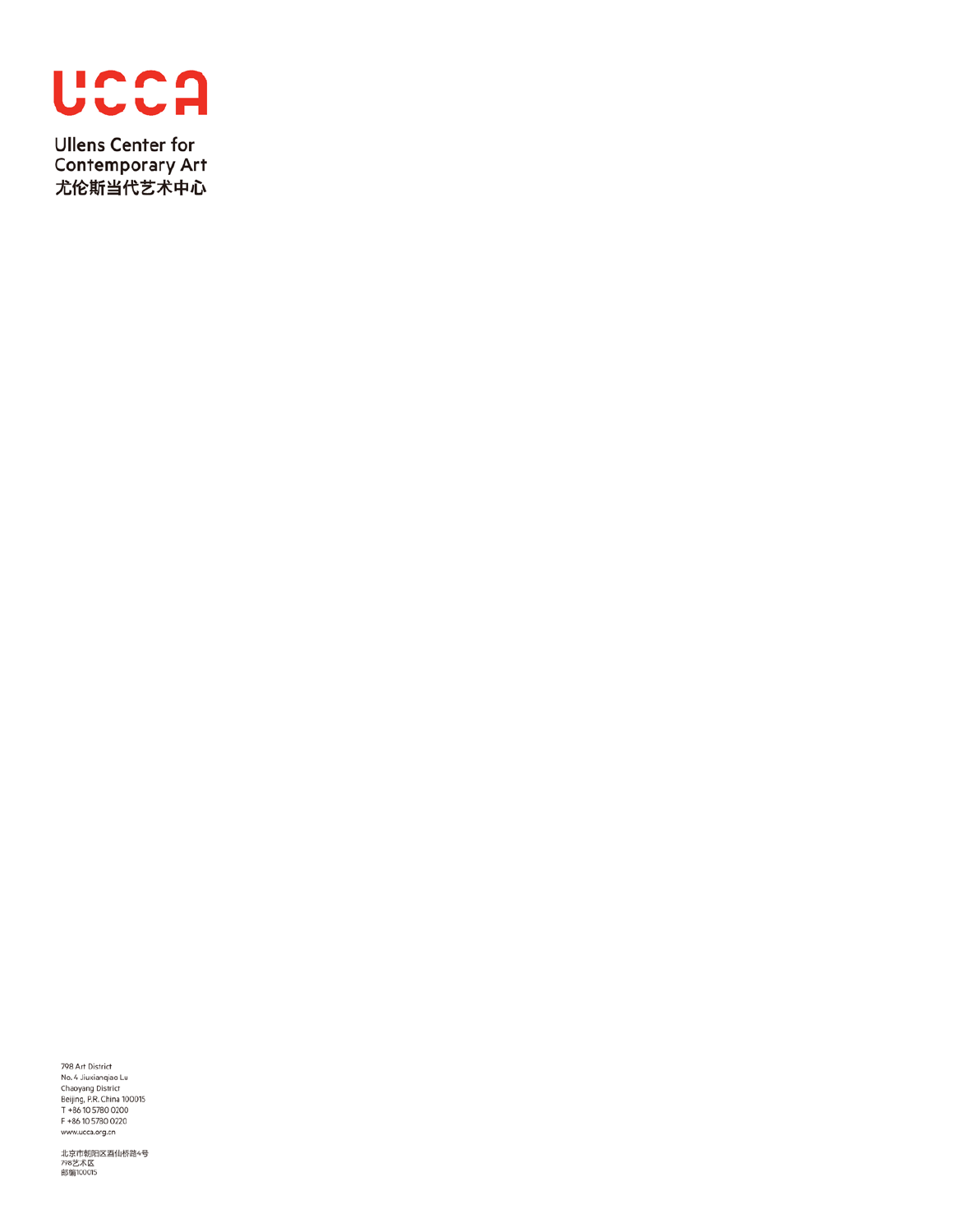UCCA

Ullens Center for Contemporary Art
尤伦斯当代艺术中心

798 Art District
No. 4 Jiuxianqiao Lu
Chaoyang District
Beijing, P.R. China 100015
T +86 10 5780 0200
F +86 10 5780 0220
www.ucca.org.cn

北京市朝阳区酒仙桥路4号
798艺术区
邮编100015